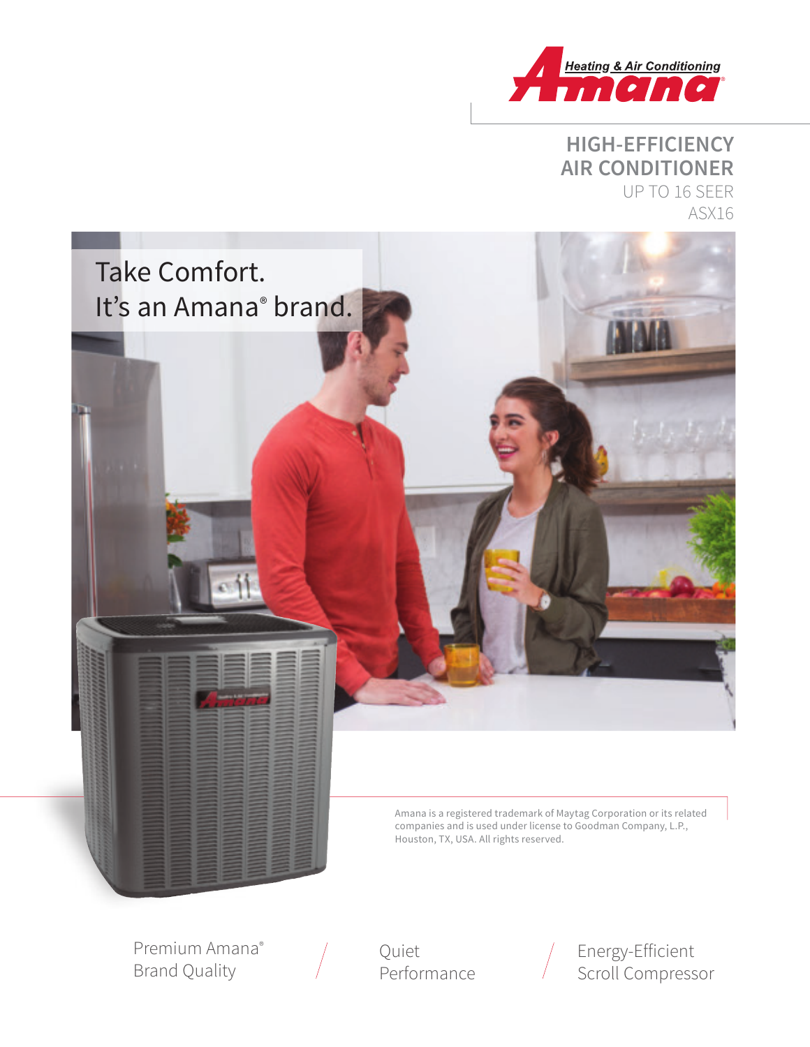Heating & Air Conditioning
Amana®

# HIGH-EFFICIENCY AIR CONDITIONER

UP TO 16 SEER

ASX16

Take Comfort.
It's an Amana® brand.

Amana is a registered trademark of Maytag Corporation or its related companies and is used under license to Goodman Company, L.P., Houston, TX, USA. All rights reserved.

Premium Amana® Brand Quality

Quiet Performance

Energy-Efficient Scroll Compressor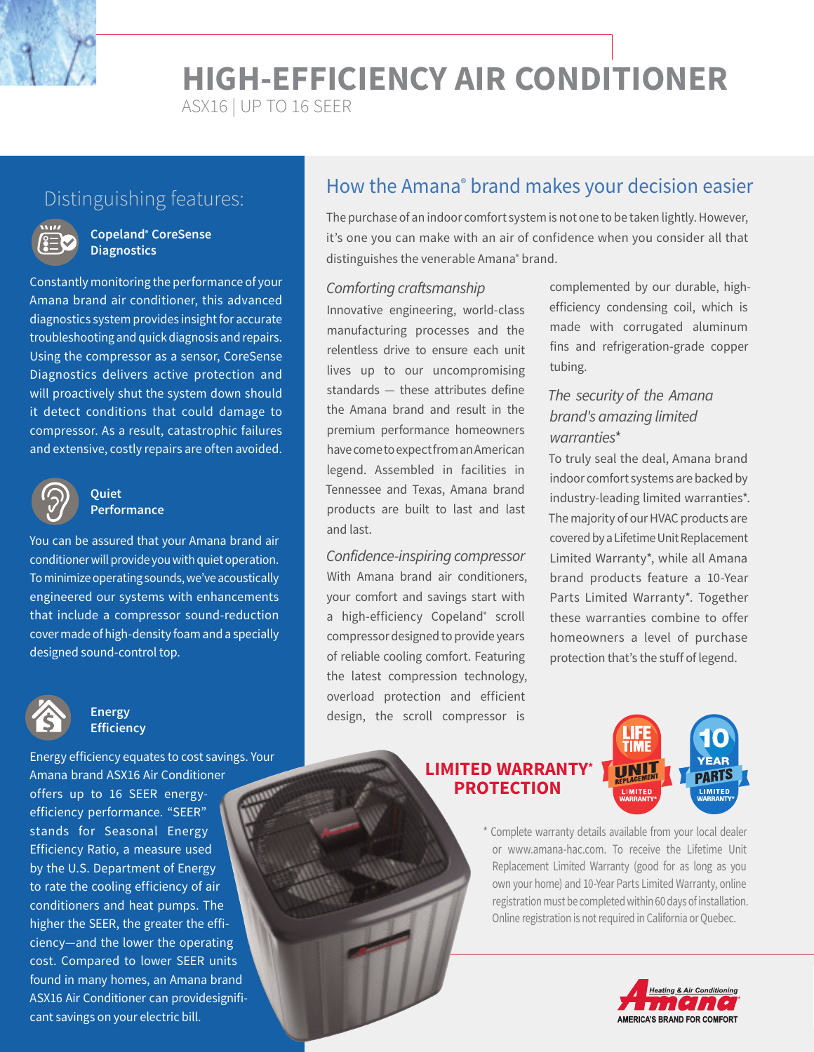# HIGH-EFFICIENCY AIR CONDITIONER

ASX16 | UP TO 16 SEER

## Distinguishing features:

### Copeland® CoreSense Diagnostics

Constantly monitoring the performance of your Amana brand air conditioner, this advanced diagnostics system provides insight for accurate troubleshooting and quick diagnosis and repairs. Using the compressor as a sensor, CoreSense Diagnostics delivers active protection and will proactively shut the system down should it detect conditions that could damage to compressor. As a result, catastrophic failures and extensive, costly repairs are often avoided.

### Quiet Performance

You can be assured that your Amana brand air conditioner will provide you with quiet operation. To minimize operating sounds, we've acoustically engineered our systems with enhancements that include a compressor sound-reduction cover made of high-density foam and a specially designed sound-control top.

### Energy Efficiency

Energy efficiency equates to cost savings. Your Amana brand ASX16 Air Conditioner offers up to 16 SEER energy-efficiency performance. "SEER" stands for Seasonal Energy Efficiency Ratio, a measure used by the U.S. Department of Energy to rate the cooling efficiency of air conditioners and heat pumps. The higher the SEER, the greater the efficiency—and the lower the operating cost. Compared to lower SEER units found in many homes, an Amana brand ASX16 Air Conditioner can providesignificant savings on your electric bill.

## How the Amana® brand makes your decision easier

The purchase of an indoor comfort system is not one to be taken lightly. However, it's one you can make with an air of confidence when you consider all that distinguishes the venerable Amana® brand.

### *Comforting craftsmanship*

Innovative engineering, world-class manufacturing processes and the relentless drive to ensure each unit lives up to our uncompromising standards — these attributes define the Amana brand and result in the premium performance homeowners have come to expect from an American legend. Assembled in facilities in Tennessee and Texas, Amana brand products are built to last and last and last.

### *Confidence-inspiring compressor*

With Amana brand air conditioners, your comfort and savings start with a high-efficiency Copeland® scroll compressor designed to provide years of reliable cooling comfort. Featuring the latest compression technology, overload protection and efficient design, the scroll compressor is complemented by our durable, high-efficiency condensing coil, which is made with corrugated aluminum fins and refrigeration-grade copper tubing.

### *The security of the Amana brand's amazing limited warranties**

To truly seal the deal, Amana brand indoor comfort systems are backed by industry-leading limited warranties*. The majority of our HVAC products are covered by a Lifetime Unit Replacement Limited Warranty*, while all Amana brand products feature a 10-Year Parts Limited Warranty*. Together these warranties combine to offer homeowners a level of purchase protection that's the stuff of legend.

**LIMITED WARRANTY* PROTECTION**

LIFETIME UNIT REPLACEMENT LIMITED WARRANTY*

10 YEAR PARTS LIMITED WARRANTY*

\* Complete warranty details available from your local dealer or www.amana-hac.com. To receive the Lifetime Unit Replacement Limited Warranty (good for as long as you own your home) and 10-Year Parts Limited Warranty, online registration must be completed within 60 days of installation. Online registration is not required in California or Quebec.

Amana Heating & Air Conditioning — AMERICA'S BRAND FOR COMFORT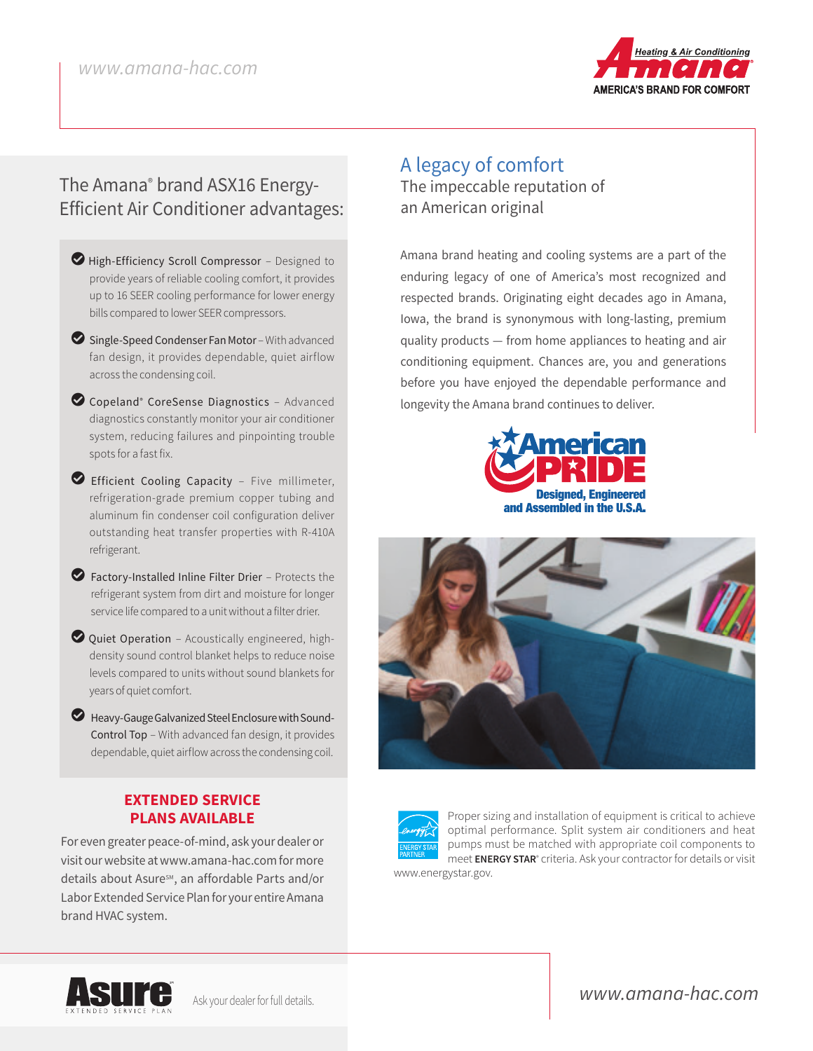## The Amana® brand ASX16 Energy-Efficient Air Conditioner advantages:

- **High-Efficiency Scroll Compressor** – Designed to provide years of reliable cooling comfort, it provides up to 16 SEER cooling performance for lower energy bills compared to lower SEER compressors.
- **Single-Speed Condenser Fan Motor** – With advanced fan design, it provides dependable, quiet airflow across the condensing coil.
- **Copeland® CoreSense Diagnostics** – Advanced diagnostics constantly monitor your air conditioner system, reducing failures and pinpointing trouble spots for a fast fix.
- **Efficient Cooling Capacity** – Five millimeter, refrigeration-grade premium copper tubing and aluminum fin condenser coil configuration deliver outstanding heat transfer properties with R-410A refrigerant.
- **Factory-Installed Inline Filter Drier** – Protects the refrigerant system from dirt and moisture for longer service life compared to a unit without a filter drier.
- **Quiet Operation** – Acoustically engineered, high-density sound control blanket helps to reduce noise levels compared to units without sound blankets for years of quiet comfort.
- **Heavy-Gauge Galvanized Steel Enclosure with Sound-Control Top** – With advanced fan design, it provides dependable, quiet airflow across the condensing coil.

### EXTENDED SERVICE PLANS AVAILABLE

For even greater peace-of-mind, ask your dealer or visit our website at www.amana-hac.com for more details about Asure℠, an affordable Parts and/or Labor Extended Service Plan for your entire Amana brand HVAC system.

Asure Extended Service Plan — Ask your dealer for full details.

## A legacy of comfort

### The impeccable reputation of an American original

Amana brand heating and cooling systems are a part of the enduring legacy of one of America's most recognized and respected brands. Originating eight decades ago in Amana, Iowa, the brand is synonymous with long-lasting, premium quality products — from home appliances to heating and air conditioning equipment. Chances are, you and generations before you have enjoyed the dependable performance and longevity the Amana brand continues to deliver.

American Pride — Designed, Engineered and Assembled in the U.S.A.

Proper sizing and installation of equipment is critical to achieve optimal performance. Split system air conditioners and heat pumps must be matched with appropriate coil components to meet **ENERGY STAR**® criteria. Ask your contractor for details or visit www.energystar.gov.

*www.amana-hac.com*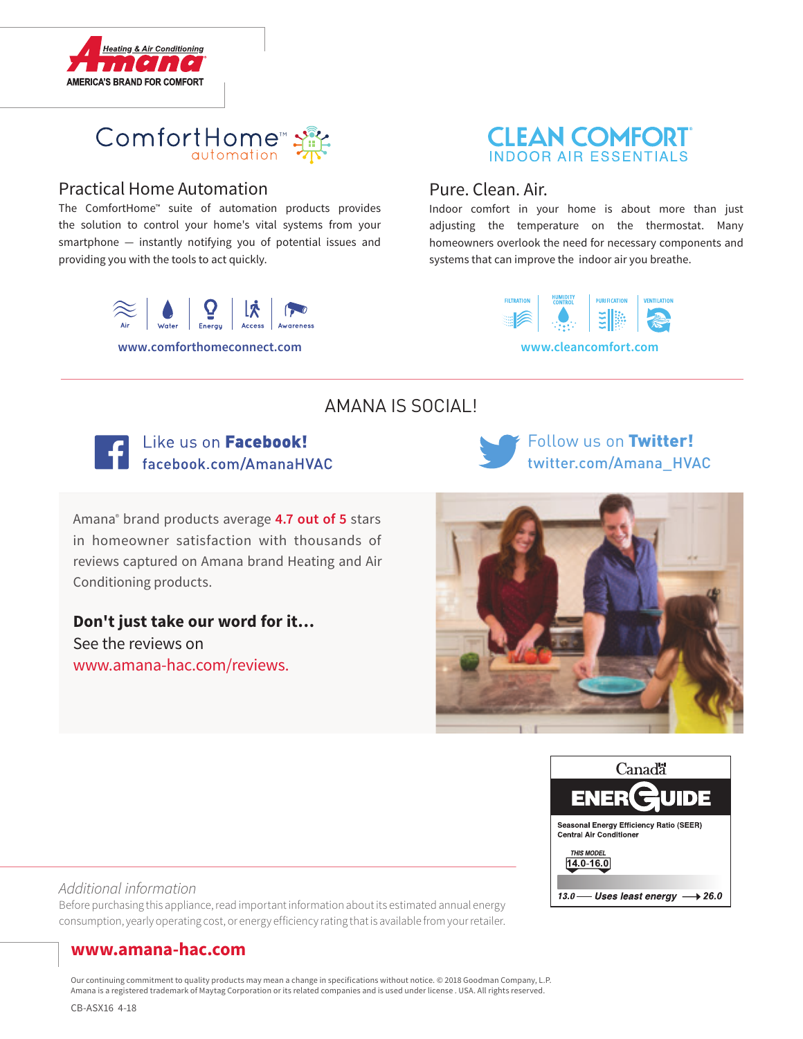Heating & Air Conditioning
Amana
AMERICA'S BRAND FOR COMFORT

ComfortHome™ automation

## Practical Home Automation

The ComfortHome™ suite of automation products provides the solution to control your home's vital systems from your smartphone — instantly notifying you of potential issues and providing you with the tools to act quickly.

Air | Water | Energy | Access | Awareness

www.comforthomeconnect.com

CLEAN COMFORT
INDOOR AIR ESSENTIALS

## Pure. Clean. Air.

Indoor comfort in your home is about more than just adjusting the temperature on the thermostat. Many homeowners overlook the need for necessary components and systems that can improve the indoor air you breathe.

FILTRATION | HUMIDITY CONTROL | PURIFICATION | VENTILATION

www.cleancomfort.com

## AMANA IS SOCIAL!

Like us on **Facebook!**
facebook.com/AmanaHVAC

Follow us on **Twitter!**
twitter.com/Amana_HVAC

Amana® brand products average **4.7 out of 5** stars in homeowner satisfaction with thousands of reviews captured on Amana brand Heating and Air Conditioning products.

**Don't just take our word for it...**
See the reviews on
www.amana-hac.com/reviews.

Canada
ENERGUIDE
Seasonal Energy Efficiency Ratio (SEER)
Central Air Conditioner
THIS MODEL
14.0-16.0
13.0 — Uses least energy → 26.0

*Additional information*

Before purchasing this appliance, read important information about its estimated annual energy consumption, yearly operating cost, or energy efficiency rating that is available from your retailer.

**www.amana-hac.com**

Our continuing commitment to quality products may mean a change in specifications without notice. © 2018 Goodman Company, L.P.
Amana is a registered trademark of Maytag Corporation or its related companies and is used under license . USA. All rights reserved.

CB-ASX16 4-18